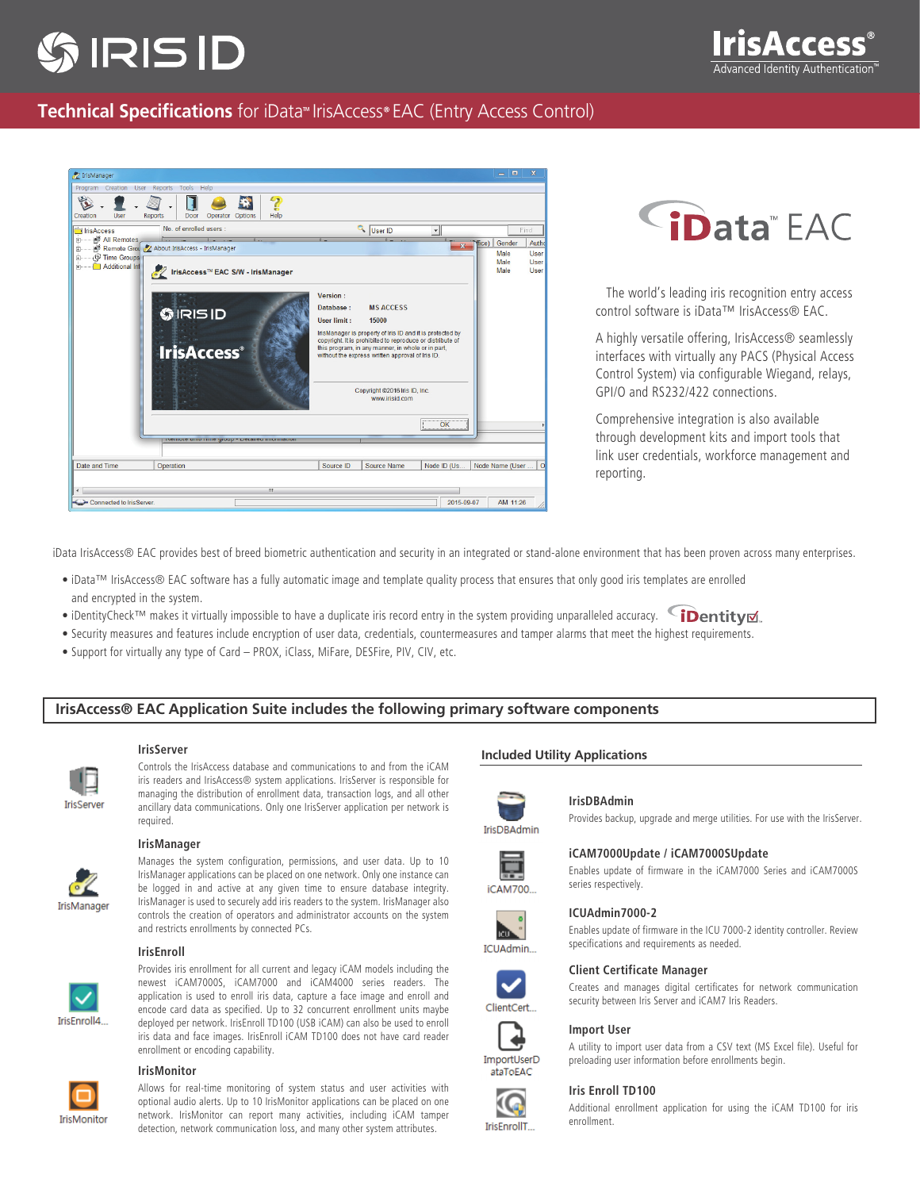# IRIS ID

**IrisAccess®** Advanced Identity Authentication™

## Technical Specifications for iData™ IrisAccess® EAC (Entry Access Control)

iData™ EAC

The world's leading iris recognition entry access control software is iData™ IrisAccess® EAC.

A highly versatile offering, IrisAccess® seamlessly interfaces with virtually any PACS (Physical Access Control System) via configurable Wiegand, relays, GPI/O and RS232/422 connections.

Comprehensive integration is also available through development kits and import tools that link user credentials, workforce management and reporting.

iData IrisAccess® EAC provides best of breed biometric authentication and security in an integrated or stand-alone environment that has been proven across many enterprises.

- iData™ IrisAccess® EAC software has a fully automatic image and template quality process that ensures that only good iris templates are enrolled and encrypted in the system.
- iDentityCheck™ makes it virtually impossible to have a duplicate iris record entry in the system providing unparalleled accuracy.
- Security measures and features include encryption of user data, credentials, countermeasures and tamper alarms that meet the highest requirements.
- Support for virtually any type of Card – PROX, iClass, MiFare, DESFire, PIV, CIV, etc.

## IrisAccess® EAC Application Suite includes the following primary software components

### IrisServer

Controls the IrisAccess database and communications to and from the iCAM iris readers and IrisAccess® system applications. IrisServer is responsible for managing the distribution of enrollment data, transaction logs, and all other ancillary data communications. Only one IrisServer application per network is required.

### IrisManager

Manages the system configuration, permissions, and user data. Up to 10 IrisManager applications can be placed on one network. Only one instance can be logged in and active at any given time to ensure database integrity. IrisManager is used to securely add iris readers to the system. IrisManager also controls the creation of operators and administrator accounts on the system and restricts enrollments by connected PCs.

### IrisEnroll

Provides iris enrollment for all current and legacy iCAM models including the newest iCAM7000S, iCAM7000 and iCAM4000 series readers. The application is used to enroll iris data, capture a face image and enroll and encode card data as specified. Up to 32 concurrent enrollment units maybe deployed per network. IrisEnroll TD100 (USB iCAM) can also be used to enroll iris data and face images. IrisEnroll iCAM TD100 does not have card reader enrollment or encoding capability.

### IrisMonitor

Allows for real-time monitoring of system status and user activities with optional audio alerts. Up to 10 IrisMonitor applications can be placed on one network. IrisMonitor can report many activities, including iCAM tamper detection, network communication loss, and many other system attributes.

### Included Utility Applications

#### IrisDBAdmin

Provides backup, upgrade and merge utilities. For use with the IrisServer.

#### iCAM7000Update / iCAM7000SUpdate

Enables update of firmware in the iCAM7000 Series and iCAM7000S series respectively.

#### ICUAdmin7000-2

Enables update of firmware in the ICU 7000-2 identity controller. Review specifications and requirements as needed.

#### Client Certificate Manager

Creates and manages digital certificates for network communication security between Iris Server and iCAM7 Iris Readers.

#### Import User

A utility to import user data from a CSV text (MS Excel file). Useful for preloading user information before enrollments begin.

#### Iris Enroll TD100

Additional enrollment application for using the iCAM TD100 for iris enrollment.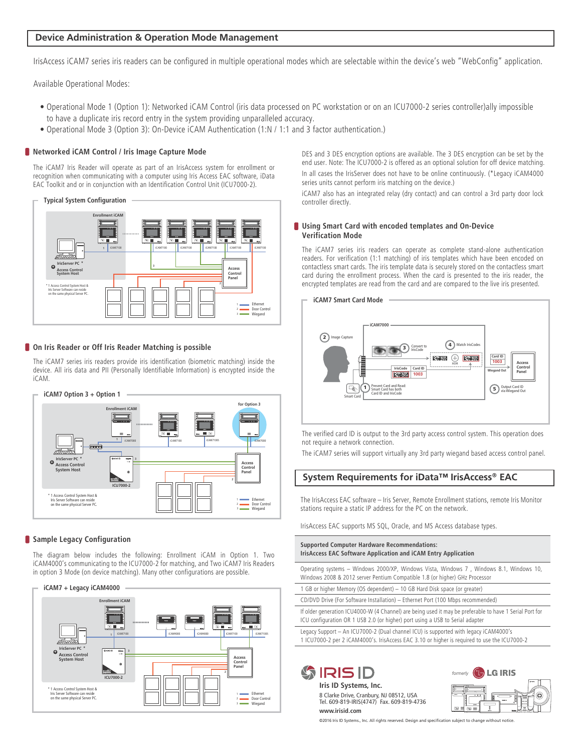## Device Administration & Operation Mode Management

IrisAccess iCAM7 series iris readers can be configured in multiple operational modes which are selectable within the device's web "WebConfig" application.

Available Operational Modes:

- Operational Mode 1 (Option 1): Networked iCAM Control (iris data processed on PC workstation or on an ICU7000-2 series controller)ally impossible to have a duplicate iris record entry in the system providing unparalleled accuracy.
- Operational Mode 3 (Option 3): On-Device iCAM Authentication (1:N / 1:1 and 3 factor authentication.)

### Networked iCAM Control / Iris Image Capture Mode

The iCAM7 Iris Reader will operate as part of an IrisAccess system for enrollment or recognition when communicating with a computer using Iris Access EAC software, iData EAC Toolkit and or in conjunction with an Identification Control Unit (ICU7000-2).

**Typical System Configuration**

Enrollment iCAM
iCAM7100
iCAM7100
iCAM7100
iCAM7100
iCAM7100
iCAM7100
IrisServer PC *
Access Control System Host
Access Control Panel
* 1 Access Control System Host & Iris Server Software can reside on the same physical Server PC.
1 Ethernet
2 Door Control
3 Wiegand

### On Iris Reader or Off Iris Reader Matching is possible

The iCAM7 series iris readers provide iris identification (biometric matching) inside the device. All iris data and PII (Personally Identifiable Information) is encrypted inside the iCAM.

**iCAM7 Option 3 + Option 1**

Enrollment iCAM
for Option 3
iCAM7000
iCAM7100
iCAM7100S
iCAM7000
IrisServer PC *
Access Control System Host
ICU7000-2
Access Control Panel
* 1 Access Control System Host & Iris Server Software can reside on the same physical Server PC.
1 Ethernet
2 Door Control
3 Wiegand

### Sample Legacy Configuration

The diagram below includes the following: Enrollment iCAM in Option 1. Two iCAM4000's communicating to the ICU7000-2 for matching, and Two iCAM7 Iris Readers in option 3 Mode (on device matching). Many other configurations are possible.

**iCAM7 + Legacy iCAM4000**

Enrollment iCAM
iCAM7100
iCAM4000
iCAM4000
iCAM7100
iCAM7100S
IrisServer PC *
Access Control System Host
ICU7000-2
Access Control Panel
* 1 Access Control System Host & Iris Server Software can reside on the same physical Server PC.
1 Ethernet
2 Door Control
3 Wiegand

DES and 3 DES encryption options are available. The 3 DES encryption can be set by the end user. Note: The ICU7000-2 is offered as an optional solution for off device matching.

In all cases the IrisServer does not have to be online continuously. (*Legacy iCAM4000 series units cannot perform iris matching on the device.)

iCAM7 also has an integrated relay (dry contact) and can control a 3rd party door lock controller directly.

### Using Smart Card with encoded templates and On-Device Verification Mode

The iCAM7 series iris readers can operate as complete stand-alone authentication readers. For verification (1:1 matching) of iris templates which have been encoded on contactless smart cards. The iris template data is securely stored on the contactless smart card during the enrollment process. When the card is presented to the iris reader, the encrypted templates are read from the card and are compared to the live iris presented.

**iCAM7 Smart Card Mode**

iCAM7000
2 Image Capture
3 Convert to IrisCode
4 Match IrisCodes
XOR
IrisCode
Card ID
1003
Card ID
1003
Wiegand Out
Access Control Panel
Smart Card
1 Present Card and Read: Smart Card has both Card ID and IrisCode
5 Output Card ID via Wiegand Out

The verified card ID is output to the 3rd party access control system. This operation does not require a network connection.

The iCAM7 series will support virtually any 3rd party wiegand based access control panel.

## System Requirements for iData™ IrisAccess® EAC

The IrisAccess EAC software – Iris Server, Remote Enrollment stations, remote Iris Monitor stations require a static IP address for the PC on the network.

IrisAccess EAC supports MS SQL, Oracle, and MS Access database types.

| **Supported Computer Hardware Recommendations: IrisAccess EAC Software Application and iCAM Entry Application** |
|---|
| Operating systems – Windows 2000/XP, Windows Vista, Windows 7 , Windows 8.1, Windows 10, Windows 2008 & 2012 server Pentium Compatible 1.8 (or higher) GHz Processor |
| 1 GB or higher Memory (OS dependent) – 10 GB Hard Disk space (or greater) |
| CD/DVD Drive (For Software Installation) – Ethernet Port (100 Mbps recommended) |
| If older generation ICU4000-W (4 Channel) are being used it may be preferable to have 1 Serial Port for ICU configuration OR 1 USB 2.0 (or higher) port using a USB to Serial adapter |
| Legacy Support – An ICU7000-2 (Dual channel ICU) is supported with legacy iCAM4000's 1 ICU7000-2 per 2 iCAM4000's. IrisAccess EAC 3.10 or higher is required to use the ICU7000-2 |

IRIS ID

formerly LG IRIS

**Iris ID Systems, Inc.**
8 Clarke Drive, Cranbury, NJ 08512, USA
Tel. 609-819-IRIS(4747) Fax. 609-819-4736
**www.irisid.com**

©2016 Iris ID Systems., Inc. All rights reserved. Design and specification subject to change without notice.